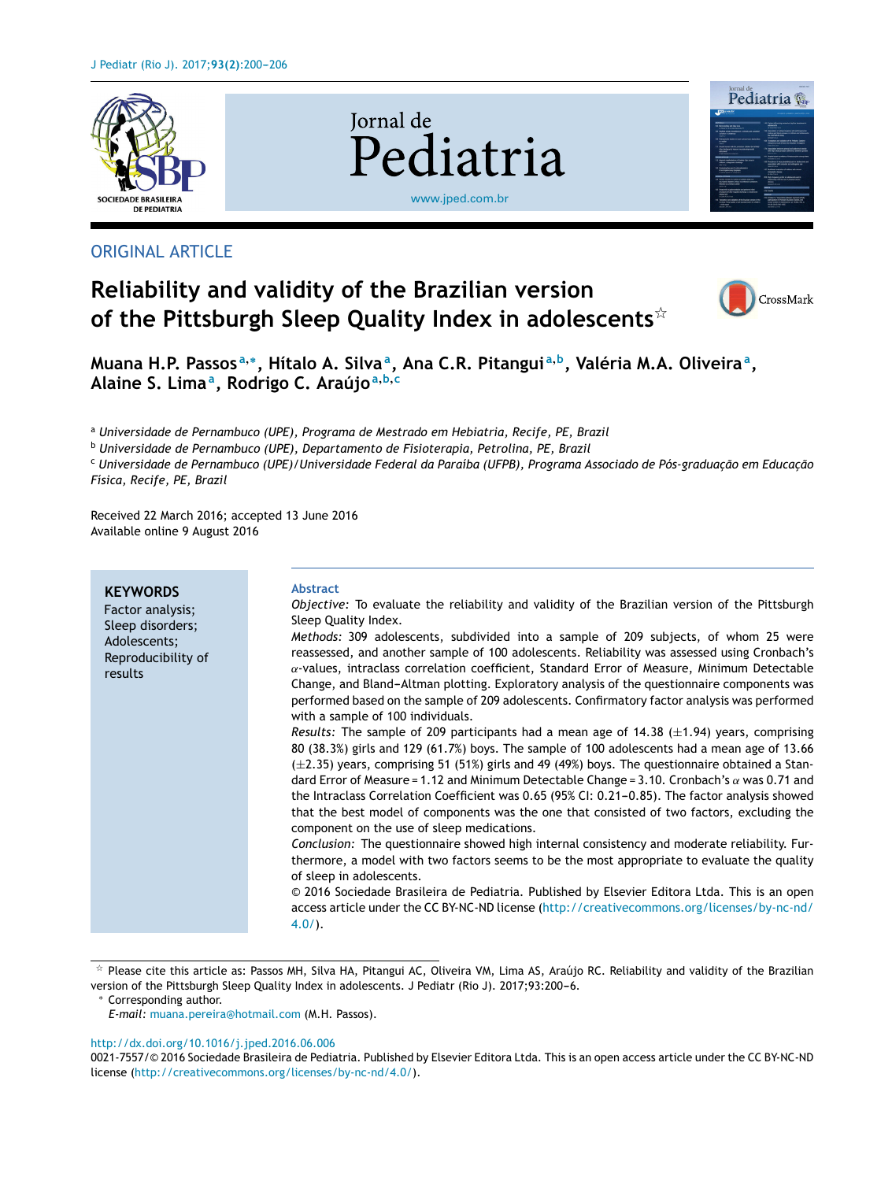ORIGINAL ARTICLE

# Reliability and validity of the Brazilian version of the Pittsburgh Sleep Quality Index in adolescents[☆]

**Muana H.P. Passos[a,*], Hítalo A. Silva[a], Ana C.R. Pitangui[a,b], Valéria M.A. Oliveira[a], Alaine S. Lima[a], Rodrigo C. Araújo[a,b,c]**

[a] *Universidade de Pernambuco (UPE), Programa de Mestrado em Hebiatria, Recife, PE, Brazil*
[b] *Universidade de Pernambuco (UPE), Departamento de Fisioterapia, Petrolina, PE, Brazil*
[c] *Universidade de Pernambuco (UPE)/Universidade Federal da Paraiba (UFPB), Programa Associado de Pós-graduação em Educação Física, Recife, PE, Brazil*

Received 22 March 2016; accepted 13 June 2016
Available online 9 August 2016

**KEYWORDS**
Factor analysis;
Sleep disorders;
Adolescents;
Reproducibility of results

**Abstract**

*Objective:* To evaluate the reliability and validity of the Brazilian version of the Pittsburgh Sleep Quality Index.

*Methods:* 309 adolescents, subdivided into a sample of 209 subjects, of whom 25 were reassessed, and another sample of 100 adolescents. Reliability was assessed using Cronbach's $\alpha$-values, intraclass correlation coefficient, Standard Error of Measure, Minimum Detectable Change, and Bland-Altman plotting. Exploratory analysis of the questionnaire components was performed based on the sample of 209 adolescents. Confirmatory factor analysis was performed with a sample of 100 individuals.

*Results:* The sample of 209 participants had a mean age of 14.38 ($\pm$1.94) years, comprising 80 (38.3%) girls and 129 (61.7%) boys. The sample of 100 adolescents had a mean age of 13.66 ($\pm$2.35) years, comprising 51 (51%) girls and 49 (49%) boys. The questionnaire obtained a Standard Error of Measure = 1.12 and Minimum Detectable Change = 3.10. Cronbach's $\alpha$ was 0.71 and the Intraclass Correlation Coefficient was 0.65 (95% CI: 0.21–0.85). The factor analysis showed that the best model of components was the one that consisted of two factors, excluding the component on the use of sleep medications.

*Conclusion:* The questionnaire showed high internal consistency and moderate reliability. Furthermore, a model with two factors seems to be the most appropriate to evaluate the quality of sleep in adolescents.

© 2016 Sociedade Brasileira de Pediatria. Published by Elsevier Editora Ltda. This is an open access article under the CC BY-NC-ND license (http://creativecommons.org/licenses/by-nc-nd/4.0/).

[☆] Please cite this article as: Passos MH, Silva HA, Pitangui AC, Oliveira VM, Lima AS, Araújo RC. Reliability and validity of the Brazilian version of the Pittsburgh Sleep Quality Index in adolescents. J Pediatr (Rio J). 2017;93:200–6.

[*] Corresponding author.
*E-mail:* muana.pereira@hotmail.com (M.H. Passos).

http://dx.doi.org/10.1016/j.jped.2016.06.006
0021-7557/© 2016 Sociedade Brasileira de Pediatria. Published by Elsevier Editora Ltda. This is an open access article under the CC BY-NC-ND license (http://creativecommons.org/licenses/by-nc-nd/4.0/).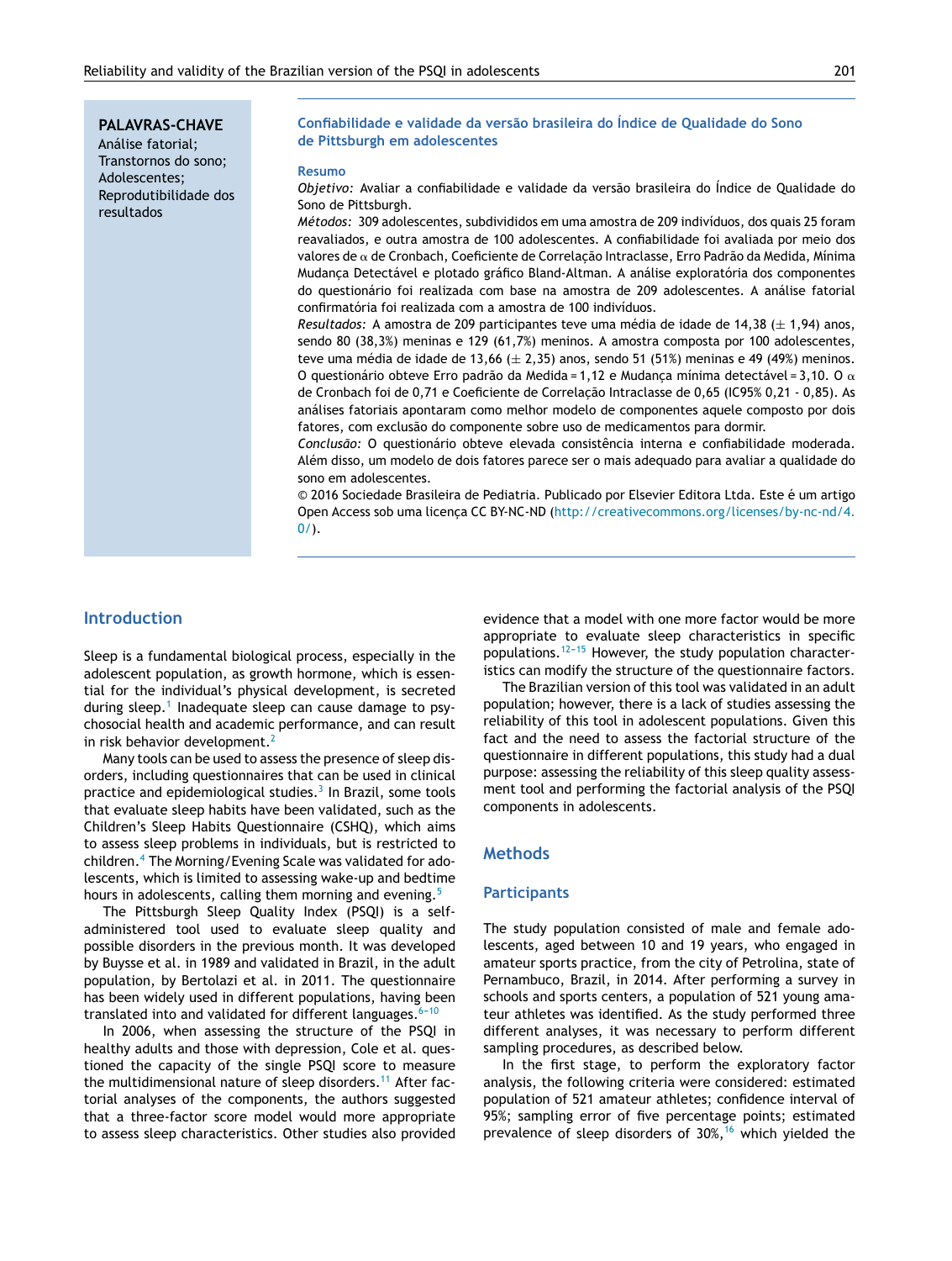**PALAVRAS-CHAVE**
Análise fatorial;
Transtornos do sono;
Adolescentes;
Reprodutibilidade dos resultados

### Confiabilidade e validade da versão brasileira do Índice de Qualidade do Sono de Pittsburgh em adolescentes

**Resumo**

*Objetivo:* Avaliar a confiabilidade e validade da versão brasileira do Índice de Qualidade do Sono de Pittsburgh.

*Métodos:* 309 adolescentes, subdivididos em uma amostra de 209 indivíduos, dos quais 25 foram reavaliados, e outra amostra de 100 adolescentes. A confiabilidade foi avaliada por meio dos valores de α de Cronbach, Coeficiente de Correlação Intraclasse, Erro Padrão da Medida, Mínima Mudança Detectável e plotado gráfico Bland-Altman. A análise exploratória dos componentes do questionário foi realizada com base na amostra de 209 adolescentes. A análise fatorial confirmatória foi realizada com a amostra de 100 indivíduos.

*Resultados:* A amostra de 209 participantes teve uma média de idade de 14,38 (± 1,94) anos, sendo 80 (38,3%) meninas e 129 (61,7%) meninos. A amostra composta por 100 adolescentes, teve uma média de idade de 13,66 (± 2,35) anos, sendo 51 (51%) meninas e 49 (49%) meninos. O questionário obteve Erro padrão da Medida = 1,12 e Mudança mínima detectável = 3,10. O α de Cronbach foi de 0,71 e Coeficiente de Correlação Intraclasse de 0,65 (IC95% 0,21 - 0,85). As análises fatoriais apontaram como melhor modelo de componentes aquele composto por dois fatores, com exclusão do componente sobre uso de medicamentos para dormir.

*Conclusão:* O questionário obteve elevada consistência interna e confiabilidade moderada. Além disso, um modelo de dois fatores parece ser o mais adequado para avaliar a qualidade do sono em adolescentes.

© 2016 Sociedade Brasileira de Pediatria. Publicado por Elsevier Editora Ltda. Este é um artigo Open Access sob uma licença CC BY-NC-ND (http://creativecommons.org/licenses/by-nc-nd/4.0/).

## Introduction

Sleep is a fundamental biological process, especially in the adolescent population, as growth hormone, which is essential for the individual's physical development, is secreted during sleep.[1] Inadequate sleep can cause damage to psychosocial health and academic performance, and can result in risk behavior development.[2]

Many tools can be used to assess the presence of sleep disorders, including questionnaires that can be used in clinical practice and epidemiological studies.[3] In Brazil, some tools that evaluate sleep habits have been validated, such as the Children's Sleep Habits Questionnaire (CSHQ), which aims to assess sleep problems in individuals, but is restricted to children.[4] The Morning/Evening Scale was validated for adolescents, which is limited to assessing wake-up and bedtime hours in adolescents, calling them morning and evening.[5]

The Pittsburgh Sleep Quality Index (PSQI) is a self-administered tool used to evaluate sleep quality and possible disorders in the previous month. It was developed by Buysse et al. in 1989 and validated in Brazil, in the adult population, by Bertolazi et al. in 2011. The questionnaire has been widely used in different populations, having been translated into and validated for different languages.[6-10]

In 2006, when assessing the structure of the PSQI in healthy adults and those with depression, Cole et al. questioned the capacity of the single PSQI score to measure the multidimensional nature of sleep disorders.[11] After factorial analyses of the components, the authors suggested that a three-factor score model would more appropriate to assess sleep characteristics. Other studies also provided evidence that a model with one more factor would be more appropriate to evaluate sleep characteristics in specific populations.[12-15] However, the study population characteristics can modify the structure of the questionnaire factors.

The Brazilian version of this tool was validated in an adult population; however, there is a lack of studies assessing the reliability of this tool in adolescent populations. Given this fact and the need to assess the factorial structure of the questionnaire in different populations, this study had a dual purpose: assessing the reliability of this sleep quality assessment tool and performing the factorial analysis of the PSQI components in adolescents.

## Methods

### Participants

The study population consisted of male and female adolescents, aged between 10 and 19 years, who engaged in amateur sports practice, from the city of Petrolina, state of Pernambuco, Brazil, in 2014. After performing a survey in schools and sports centers, a population of 521 young amateur athletes was identified. As the study performed three different analyses, it was necessary to perform different sampling procedures, as described below.

In the first stage, to perform the exploratory factor analysis, the following criteria were considered: estimated population of 521 amateur athletes; confidence interval of 95%; sampling error of five percentage points; estimated prevalence of sleep disorders of 30%,[16] which yielded the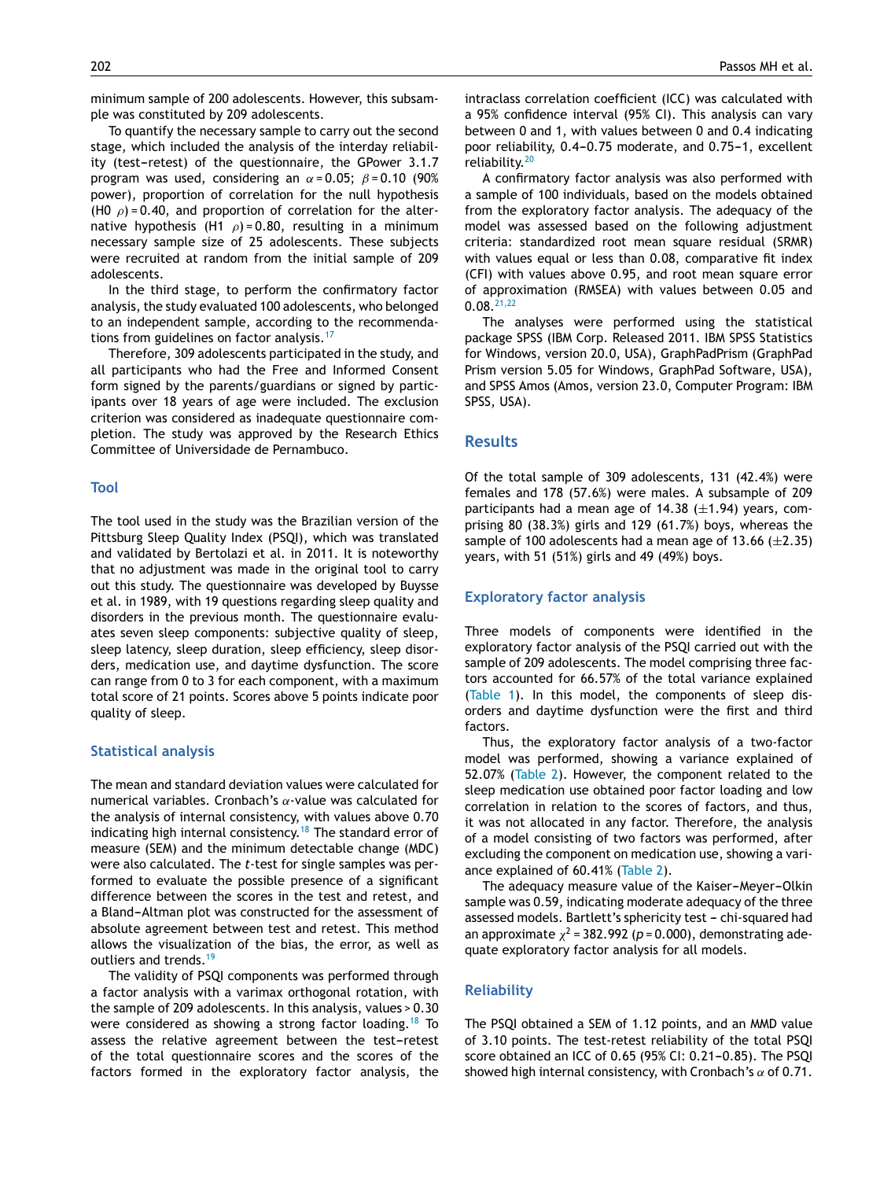minimum sample of 200 adolescents. However, this subsample was constituted by 209 adolescents.

To quantify the necessary sample to carry out the second stage, which included the analysis of the interday reliability (test–retest) of the questionnaire, the GPower 3.1.7 program was used, considering an $\alpha = 0.05$; $\beta = 0.10$ (90% power), proportion of correlation for the null hypothesis (H0 $\rho$) = 0.40, and proportion of correlation for the alternative hypothesis (H1 $\rho$) = 0.80, resulting in a minimum necessary sample size of 25 adolescents. These subjects were recruited at random from the initial sample of 209 adolescents.

In the third stage, to perform the confirmatory factor analysis, the study evaluated 100 adolescents, who belonged to an independent sample, according to the recommendations from guidelines on factor analysis.[17]

Therefore, 309 adolescents participated in the study, and all participants who had the Free and Informed Consent form signed by the parents/guardians or signed by participants over 18 years of age were included. The exclusion criterion was considered as inadequate questionnaire completion. The study was approved by the Research Ethics Committee of Universidade de Pernambuco.

## Tool

The tool used in the study was the Brazilian version of the Pittsburg Sleep Quality Index (PSQI), which was translated and validated by Bertolazi et al. in 2011. It is noteworthy that no adjustment was made in the original tool to carry out this study. The questionnaire was developed by Buysse et al. in 1989, with 19 questions regarding sleep quality and disorders in the previous month. The questionnaire evaluates seven sleep components: subjective quality of sleep, sleep latency, sleep duration, sleep efficiency, sleep disorders, medication use, and daytime dysfunction. The score can range from 0 to 3 for each component, with a maximum total score of 21 points. Scores above 5 points indicate poor quality of sleep.

## Statistical analysis

The mean and standard deviation values were calculated for numerical variables. Cronbach's $\alpha$-value was calculated for the analysis of internal consistency, with values above 0.70 indicating high internal consistency.[18] The standard error of measure (SEM) and the minimum detectable change (MDC) were also calculated. The *t*-test for single samples was performed to evaluate the possible presence of a significant difference between the scores in the test and retest, and a Bland–Altman plot was constructed for the assessment of absolute agreement between test and retest. This method allows the visualization of the bias, the error, as well as outliers and trends.[19]

The validity of PSQI components was performed through a factor analysis with a varimax orthogonal rotation, with the sample of 209 adolescents. In this analysis, values > 0.30 were considered as showing a strong factor loading.[18] To assess the relative agreement between the test–retest of the total questionnaire scores and the scores of the factors formed in the exploratory factor analysis, the intraclass correlation coefficient (ICC) was calculated with a 95% confidence interval (95% CI). This analysis can vary between 0 and 1, with values between 0 and 0.4 indicating poor reliability, 0.4–0.75 moderate, and 0.75–1, excellent reliability.[20]

A confirmatory factor analysis was also performed with a sample of 100 individuals, based on the models obtained from the exploratory factor analysis. The adequacy of the model was assessed based on the following adjustment criteria: standardized root mean square residual (SRMR) with values equal or less than 0.08, comparative fit index (CFI) with values above 0.95, and root mean square error of approximation (RMSEA) with values between 0.05 and 0.08.[21,22]

The analyses were performed using the statistical package SPSS (IBM Corp. Released 2011. IBM SPSS Statistics for Windows, version 20.0, USA), GraphPadPrism (GraphPad Prism version 5.05 for Windows, GraphPad Software, USA), and SPSS Amos (Amos, version 23.0, Computer Program: IBM SPSS, USA).

## Results

Of the total sample of 309 adolescents, 131 (42.4%) were females and 178 (57.6%) were males. A subsample of 209 participants had a mean age of 14.38 (±1.94) years, comprising 80 (38.3%) girls and 129 (61.7%) boys, whereas the sample of 100 adolescents had a mean age of 13.66 (±2.35) years, with 51 (51%) girls and 49 (49%) boys.

### Exploratory factor analysis

Three models of components were identified in the exploratory factor analysis of the PSQI carried out with the sample of 209 adolescents. The model comprising three factors accounted for 66.57% of the total variance explained (Table 1). In this model, the components of sleep disorders and daytime dysfunction were the first and third factors.

Thus, the exploratory factor analysis of a two-factor model was performed, showing a variance explained of 52.07% (Table 2). However, the component related to the sleep medication use obtained poor factor loading and low correlation in relation to the scores of factors, and thus, it was not allocated in any factor. Therefore, the analysis of a model consisting of two factors was performed, after excluding the component on medication use, showing a variance explained of 60.41% (Table 2).

The adequacy measure value of the Kaiser–Meyer–Olkin sample was 0.59, indicating moderate adequacy of the three assessed models. Bartlett's sphericity test – chi-squared had an approximate $\chi^2 = 382.992$ ($p = 0.000$), demonstrating adequate exploratory factor analysis for all models.

### Reliability

The PSQI obtained a SEM of 1.12 points, and an MMD value of 3.10 points. The test-retest reliability of the total PSQI score obtained an ICC of 0.65 (95% CI: 0.21–0.85). The PSQI showed high internal consistency, with Cronbach's $\alpha$ of 0.71.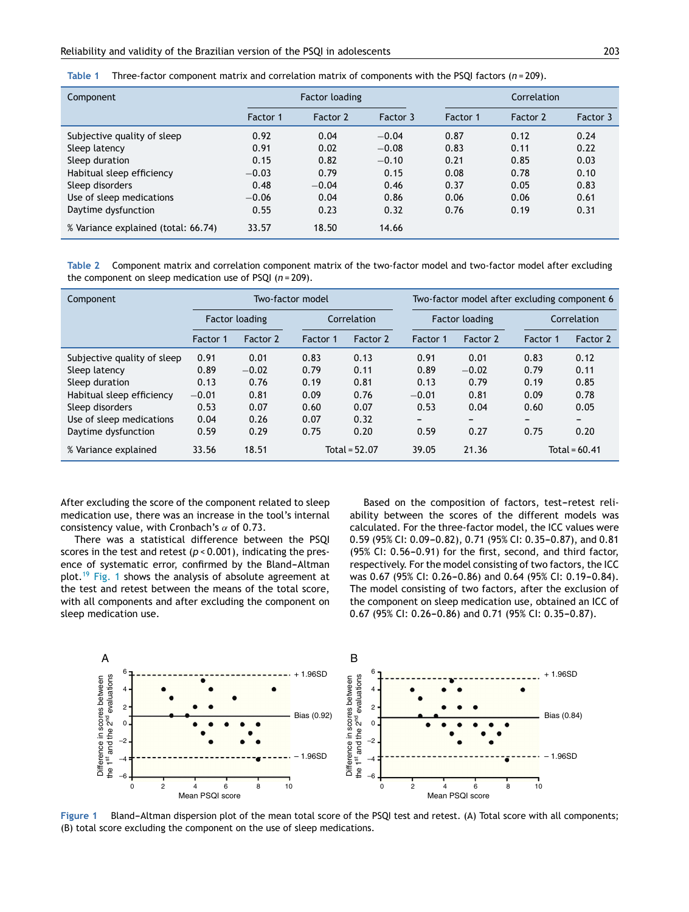**Table 1** Three-factor component matrix and correlation matrix of components with the PSQI factors ($n = 209$).

| Component | Factor loading | | | Correlation | | |
|---|---|---|---|---|---|---|
| | Factor 1 | Factor 2 | Factor 3 | Factor 1 | Factor 2 | Factor 3 |
| Subjective quality of sleep | 0.92 | 0.04 | −0.04 | 0.87 | 0.12 | 0.24 |
| Sleep latency | 0.91 | 0.02 | −0.08 | 0.83 | 0.11 | 0.22 |
| Sleep duration | 0.15 | 0.82 | −0.10 | 0.21 | 0.85 | 0.03 |
| Habitual sleep efficiency | −0.03 | 0.79 | 0.15 | 0.08 | 0.78 | 0.10 |
| Sleep disorders | 0.48 | −0.04 | 0.46 | 0.37 | 0.05 | 0.83 |
| Use of sleep medications | −0.06 | 0.04 | 0.86 | 0.06 | 0.06 | 0.61 |
| Daytime dysfunction | 0.55 | 0.23 | 0.32 | 0.76 | 0.19 | 0.31 |
| % Variance explained (total: 66.74) | 33.57 | 18.50 | 14.66 | | | |

**Table 2** Component matrix and correlation component matrix of the two-factor model and two-factor model after excluding the component on sleep medication use of PSQI ($n = 209$).

| Component | Two-factor model | | | | Two-factor model after excluding component 6 | | | |
|---|---|---|---|---|---|---|---|---|
| | Factor loading | | Correlation | | Factor loading | | Correlation | |
| | Factor 1 | Factor 2 | Factor 1 | Factor 2 | Factor 1 | Factor 2 | Factor 1 | Factor 2 |
| Subjective quality of sleep | 0.91 | 0.01 | 0.83 | 0.13 | 0.91 | 0.01 | 0.83 | 0.12 |
| Sleep latency | 0.89 | −0.02 | 0.79 | 0.11 | 0.89 | −0.02 | 0.79 | 0.11 |
| Sleep duration | 0.13 | 0.76 | 0.19 | 0.81 | 0.13 | 0.79 | 0.19 | 0.85 |
| Habitual sleep efficiency | −0.01 | 0.81 | 0.09 | 0.76 | −0.01 | 0.81 | 0.09 | 0.78 |
| Sleep disorders | 0.53 | 0.07 | 0.60 | 0.07 | 0.53 | 0.04 | 0.60 | 0.05 |
| Use of sleep medications | 0.04 | 0.26 | 0.07 | 0.32 | – | – | – | – |
| Daytime dysfunction | 0.59 | 0.29 | 0.75 | 0.20 | 0.59 | 0.27 | 0.75 | 0.20 |
| % Variance explained | 33.56 | 18.51 | Total = 52.07 | | 39.05 | 21.36 | Total = 60.41 | |

After excluding the score of the component related to sleep medication use, there was an increase in the tool's internal consistency value, with Cronbach's $\alpha$ of 0.73.

There was a statistical difference between the PSQI scores in the test and retest ($p < 0.001$), indicating the presence of systematic error, confirmed by the Bland–Altman plot.[19] Fig. 1 shows the analysis of absolute agreement at the test and retest between the means of the total score, with all components and after excluding the component on sleep medication use.

Based on the composition of factors, test–retest reliability between the scores of the different models was calculated. For the three-factor model, the ICC values were 0.59 (95% CI: 0.09–0.82), 0.71 (95% CI: 0.35–0.87), and 0.81 (95% CI: 0.56–0.91) for the first, second, and third factor, respectively. For the model consisting of two factors, the ICC was 0.67 (95% CI: 0.26–0.86) and 0.64 (95% CI: 0.19–0.84). The model consisting of two factors, after the exclusion of the component on sleep medication use, obtained an ICC of 0.67 (95% CI: 0.26–0.86) and 0.71 (95% CI: 0.35–0.87).

**Figure 1** Bland–Altman dispersion plot of the mean total score of the PSQI test and retest. (A) Total score with all components; (B) total score excluding the component on the use of sleep medications.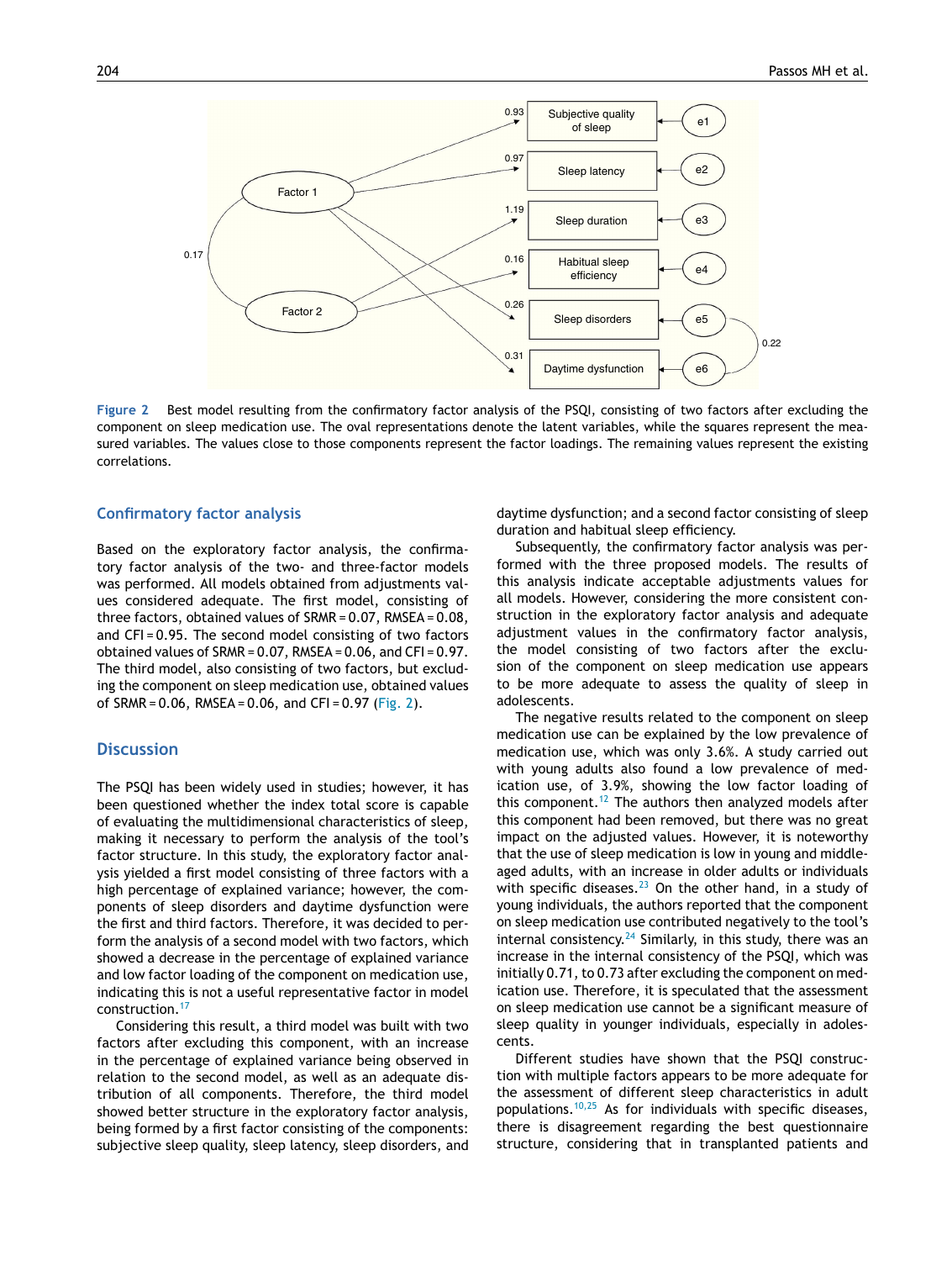Figure 2 Best model resulting from the confirmatory factor analysis of the PSQI, consisting of two factors after excluding the component on sleep medication use. The oval representations denote the latent variables, while the squares represent the measured variables. The values close to those components represent the factor loadings. The remaining values represent the existing correlations.

## Confirmatory factor analysis

Based on the exploratory factor analysis, the confirmatory factor analysis of the two- and three-factor models was performed. All models obtained from adjustments values considered adequate. The first model, consisting of three factors, obtained values of SRMR = 0.07, RMSEA = 0.08, and CFI = 0.95. The second model consisting of two factors obtained values of SRMR = 0.07, RMSEA = 0.06, and CFI = 0.97. The third model, also consisting of two factors, but excluding the component on sleep medication use, obtained values of SRMR = 0.06, RMSEA = 0.06, and CFI = 0.97 (Fig. 2).

## Discussion

The PSQI has been widely used in studies; however, it has been questioned whether the index total score is capable of evaluating the multidimensional characteristics of sleep, making it necessary to perform the analysis of the tool's factor structure. In this study, the exploratory factor analysis yielded a first model consisting of three factors with a high percentage of explained variance; however, the components of sleep disorders and daytime dysfunction were the first and third factors. Therefore, it was decided to perform the analysis of a second model with two factors, which showed a decrease in the percentage of explained variance and low factor loading of the component on medication use, indicating this is not a useful representative factor in model construction.[17]

Considering this result, a third model was built with two factors after excluding this component, with an increase in the percentage of explained variance being observed in relation to the second model, as well as an adequate distribution of all components. Therefore, the third model showed better structure in the exploratory factor analysis, being formed by a first factor consisting of the components: subjective sleep quality, sleep latency, sleep disorders, and daytime dysfunction; and a second factor consisting of sleep duration and habitual sleep efficiency.

Subsequently, the confirmatory factor analysis was performed with the three proposed models. The results of this analysis indicate acceptable adjustments values for all models. However, considering the more consistent construction in the exploratory factor analysis and adequate adjustment values in the confirmatory factor analysis, the model consisting of two factors after the exclusion of the component on sleep medication use appears to be more adequate to assess the quality of sleep in adolescents.

The negative results related to the component on sleep medication use can be explained by the low prevalence of medication use, which was only 3.6%. A study carried out with young adults also found a low prevalence of medication use, of 3.9%, showing the low factor loading of this component.[12] The authors then analyzed models after this component had been removed, but there was no great impact on the adjusted values. However, it is noteworthy that the use of sleep medication is low in young and middle-aged adults, with an increase in older adults or individuals with specific diseases.[23] On the other hand, in a study of young individuals, the authors reported that the component on sleep medication use contributed negatively to the tool's internal consistency.[24] Similarly, in this study, there was an increase in the internal consistency of the PSQI, which was initially 0.71, to 0.73 after excluding the component on medication use. Therefore, it is speculated that the assessment on sleep medication use cannot be a significant measure of sleep quality in younger individuals, especially in adolescents.

Different studies have shown that the PSQI construction with multiple factors appears to be more adequate for the assessment of different sleep characteristics in adult populations.[10,25] As for individuals with specific diseases, there is disagreement regarding the best questionnaire structure, considering that in transplanted patients and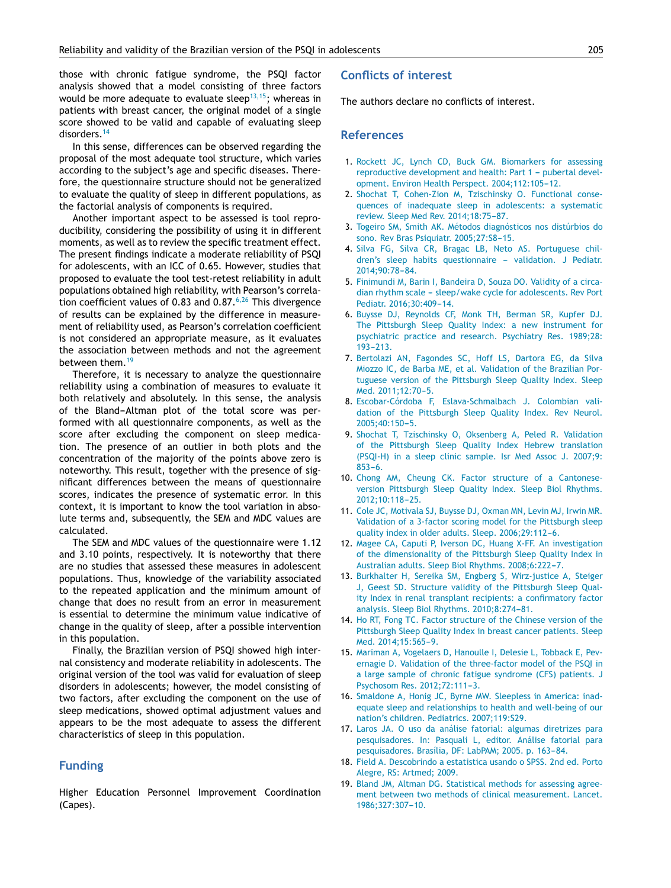those with chronic fatigue syndrome, the PSQI factor analysis showed that a model consisting of three factors would be more adequate to evaluate sleep[13,15]; whereas in patients with breast cancer, the original model of a single score showed to be valid and capable of evaluating sleep disorders.[14]

In this sense, differences can be observed regarding the proposal of the most adequate tool structure, which varies according to the subject's age and specific diseases. Therefore, the questionnaire structure should not be generalized to evaluate the quality of sleep in different populations, as the factorial analysis of components is required.

Another important aspect to be assessed is tool reproducibility, considering the possibility of using it in different moments, as well as to review the specific treatment effect. The present findings indicate a moderate reliability of PSQI for adolescents, with an ICC of 0.65. However, studies that proposed to evaluate the tool test-retest reliability in adult populations obtained high reliability, with Pearson's correlation coefficient values of 0.83 and 0.87.[6,26] This divergence of results can be explained by the difference in measurement of reliability used, as Pearson's correlation coefficient is not considered an appropriate measure, as it evaluates the association between methods and not the agreement between them.[19]

Therefore, it is necessary to analyze the questionnaire reliability using a combination of measures to evaluate it both relatively and absolutely. In this sense, the analysis of the Bland-Altman plot of the total score was performed with all questionnaire components, as well as the score after excluding the component on sleep medication. The presence of an outlier in both plots and the concentration of the majority of the points above zero is noteworthy. This result, together with the presence of significant differences between the means of questionnaire scores, indicates the presence of systematic error. In this context, it is important to know the tool variation in absolute terms and, subsequently, the SEM and MDC values are calculated.

The SEM and MDC values of the questionnaire were 1.12 and 3.10 points, respectively. It is noteworthy that there are no studies that assessed these measures in adolescent populations. Thus, knowledge of the variability associated to the repeated application and the minimum amount of change that does no result from an error in measurement is essential to determine the minimum value indicative of change in the quality of sleep, after a possible intervention in this population.

Finally, the Brazilian version of PSQI showed high internal consistency and moderate reliability in adolescents. The original version of the tool was valid for evaluation of sleep disorders in adolescents; however, the model consisting of two factors, after excluding the component on the use of sleep medications, showed optimal adjustment values and appears to be the most adequate to assess the different characteristics of sleep in this population.

## Funding

Higher Education Personnel Improvement Coordination (Capes).

## Conflicts of interest

The authors declare no conflicts of interest.

## References

1. Rockett JC, Lynch CD, Buck GM. Biomarkers for assessing reproductive development and health: Part 1 – pubertal development. Environ Health Perspect. 2004;112:105–12.
2. Shochat T, Cohen-Zion M, Tzischinsky O. Functional consequences of inadequate sleep in adolescents: a systematic review. Sleep Med Rev. 2014;18:75–87.
3. Togeiro SM, Smith AK. Métodos diagnósticos nos distúrbios do sono. Rev Bras Psiquiatr. 2005;27:S8–15.
4. Silva FG, Silva CR, Bragac LB, Neto AS. Portuguese children's sleep habits questionnaire – validation. J Pediatr. 2014;90:78–84.
5. Finimundi M, Barin I, Bandeira D, Souza DO. Validity of a circadian rhythm scale – sleep/wake cycle for adolescents. Rev Port Pediatr. 2016;30:409–14.
6. Buysse DJ, Reynolds CF, Monk TH, Berman SR, Kupfer DJ. The Pittsburgh Sleep Quality Index: a new instrument for psychiatric practice and research. Psychiatry Res. 1989;28:193–213.
7. Bertolazi AN, Fagondes SC, Hoff LS, Dartora EG, da Silva Miozzo IC, de Barba ME, et al. Validation of the Brazilian Portuguese version of the Pittsburgh Sleep Quality Index. Sleep Med. 2011;12:70–5.
8. Escobar-Córdoba F, Eslava-Schmalbach J. Colombian validation of the Pittsburgh Sleep Quality Index. Rev Neurol. 2005;40:150–5.
9. Shochat T, Tzischinsky O, Oksenberg A, Peled R. Validation of the Pittsburgh Sleep Quality Index Hebrew translation (PSQI-H) in a sleep clinic sample. Isr Med Assoc J. 2007;9:853–6.
10. Chong AM, Cheung CK. Factor structure of a Cantonese-version Pittsburgh Sleep Quality Index. Sleep Biol Rhythms. 2012;10:118–25.
11. Cole JC, Motivala SJ, Buysse DJ, Oxman MN, Levin MJ, Irwin MR. Validation of a 3-factor scoring model for the Pittsburgh sleep quality index in older adults. Sleep. 2006;29:112–6.
12. Magee CA, Caputi P, Iverson DC, Huang X-FF. An investigation of the dimensionality of the Pittsburgh Sleep Quality Index in Australian adults. Sleep Biol Rhythms. 2008;6:222–7.
13. Burkhalter H, Sereika SM, Engberg S, Wirz-justice A, Steiger J, Geest SD. Structure validity of the Pittsburgh Sleep Quality Index in renal transplant recipients: a confirmatory factor analysis. Sleep Biol Rhythms. 2010;8:274–81.
14. Ho RT, Fong TC. Factor structure of the Chinese version of the Pittsburgh Sleep Quality Index in breast cancer patients. Sleep Med. 2014;15:565–9.
15. Mariman A, Vogelaers D, Hanoulle I, Delesie L, Tobback E, Pevernagie D. Validation of the three-factor model of the PSQI in a large sample of chronic fatigue syndrome (CFS) patients. J Psychosom Res. 2012;72:111–3.
16. Smaldone A, Honig JC, Byrne MW. Sleepless in America: inadequate sleep and relationships to health and well-being of our nation's children. Pediatrics. 2007;119:S29.
17. Laros JA. O uso da análise fatorial: algumas diretrizes para pesquisadores. In: Pasquali L, editor. Análise fatorial para pesquisadores. Brasília, DF: LabPAM; 2005. p. 163–84.
18. Field A. Descobrindo a estatistica usando o SPSS. 2nd ed. Porto Alegre, RS: Artmed; 2009.
19. Bland JM, Altman DG. Statistical methods for assessing agreement between two methods of clinical measurement. Lancet. 1986;327:307–10.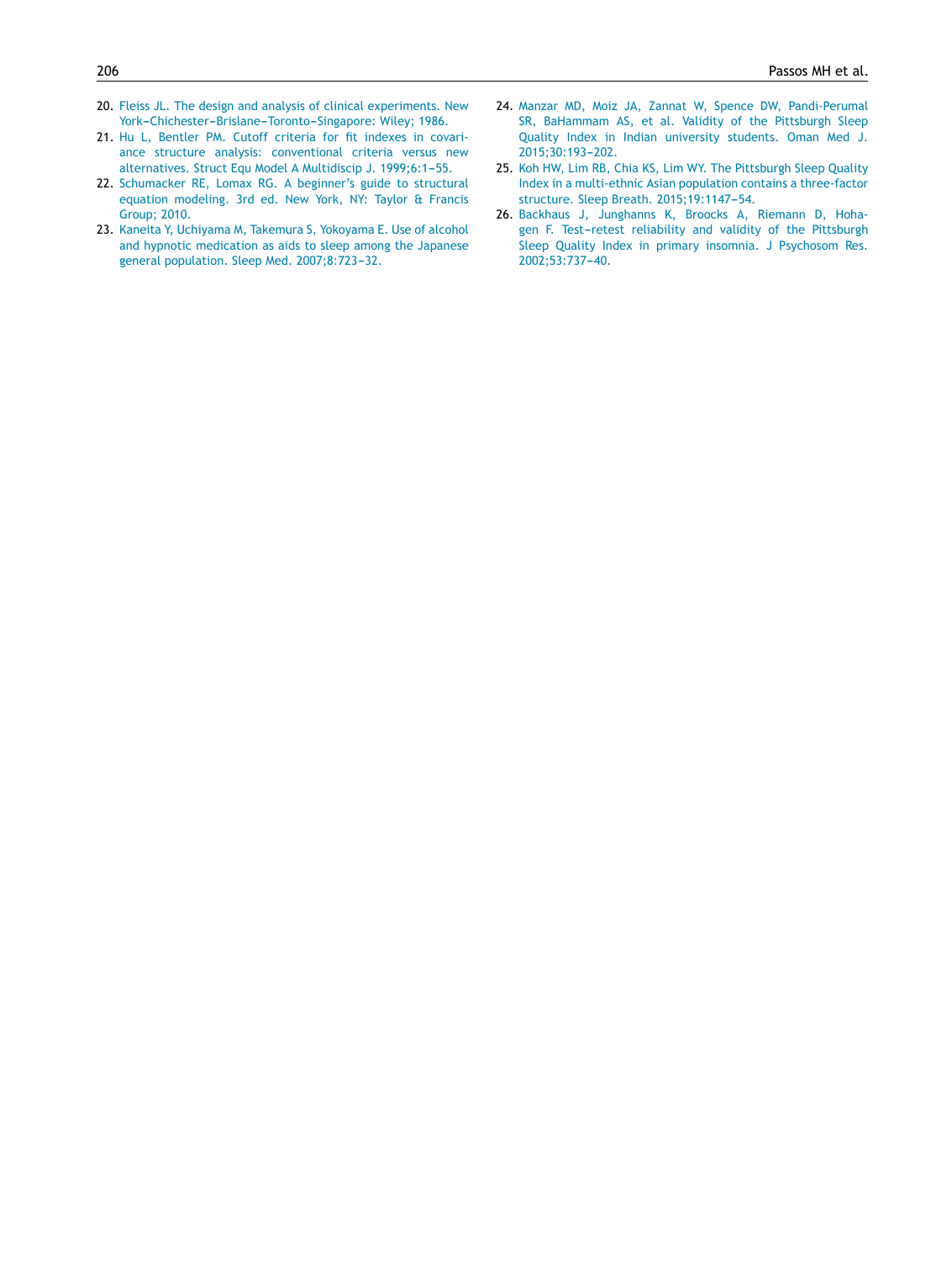20. Fleiss JL. The design and analysis of clinical experiments. New York–Chichester–Brislane–Toronto–Singapore: Wiley; 1986.
21. Hu L, Bentler PM. Cutoff criteria for fit indexes in covariance structure analysis: conventional criteria versus new alternatives. Struct Equ Model A Multidiscip J. 1999;6:1–55.
22. Schumacker RE, Lomax RG. A beginner's guide to structural equation modeling. 3rd ed. New York, NY: Taylor & Francis Group; 2010.
23. Kaneita Y, Uchiyama M, Takemura S, Yokoyama E. Use of alcohol and hypnotic medication as aids to sleep among the Japanese general population. Sleep Med. 2007;8:723–32.
24. Manzar MD, Moiz JA, Zannat W, Spence DW, Pandi-Perumal SR, BaHammam AS, et al. Validity of the Pittsburgh Sleep Quality Index in Indian university students. Oman Med J. 2015;30:193–202.
25. Koh HW, Lim RB, Chia KS, Lim WY. The Pittsburgh Sleep Quality Index in a multi-ethnic Asian population contains a three-factor structure. Sleep Breath. 2015;19:1147–54.
26. Backhaus J, Junghanns K, Broocks A, Riemann D, Hohagen F. Test–retest reliability and validity of the Pittsburgh Sleep Quality Index in primary insomnia. J Psychosom Res. 2002;53:737–40.